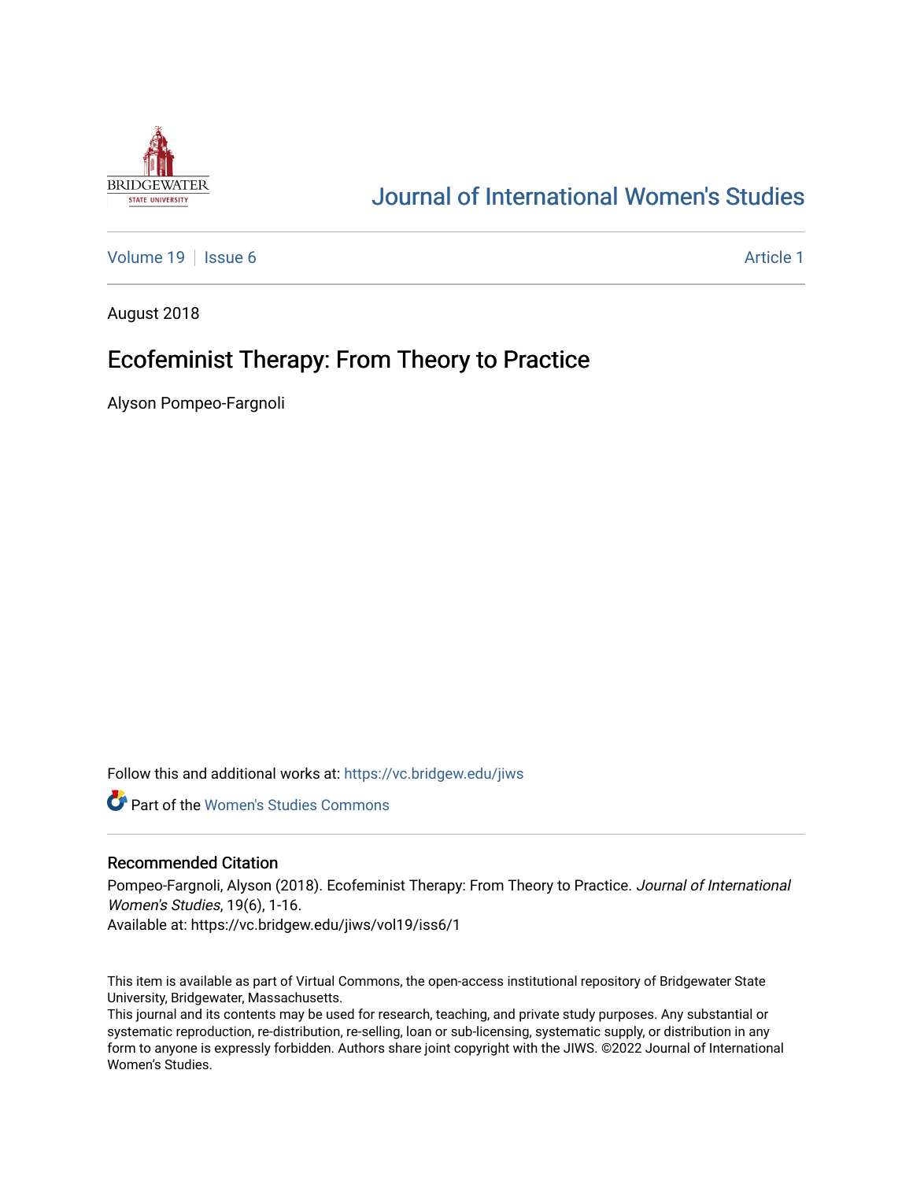Journal of International Women's Studies

Volume 19 | Issue 6 | Article 1

August 2018

# Ecofeminist Therapy: From Theory to Practice

Alyson Pompeo-Fargnoli

Follow this and additional works at: https://vc.bridgew.edu/jiws

Part of the Women's Studies Commons

## Recommended Citation

Pompeo-Fargnoli, Alyson (2018). Ecofeminist Therapy: From Theory to Practice. *Journal of International Women's Studies*, 19(6), 1-16.
Available at: https://vc.bridgew.edu/jiws/vol19/iss6/1

This item is available as part of Virtual Commons, the open-access institutional repository of Bridgewater State University, Bridgewater, Massachusetts.
This journal and its contents may be used for research, teaching, and private study purposes. Any substantial or systematic reproduction, re-distribution, re-selling, loan or sub-licensing, systematic supply, or distribution in any form to anyone is expressly forbidden. Authors share joint copyright with the JIWS. ©2022 Journal of International Women's Studies.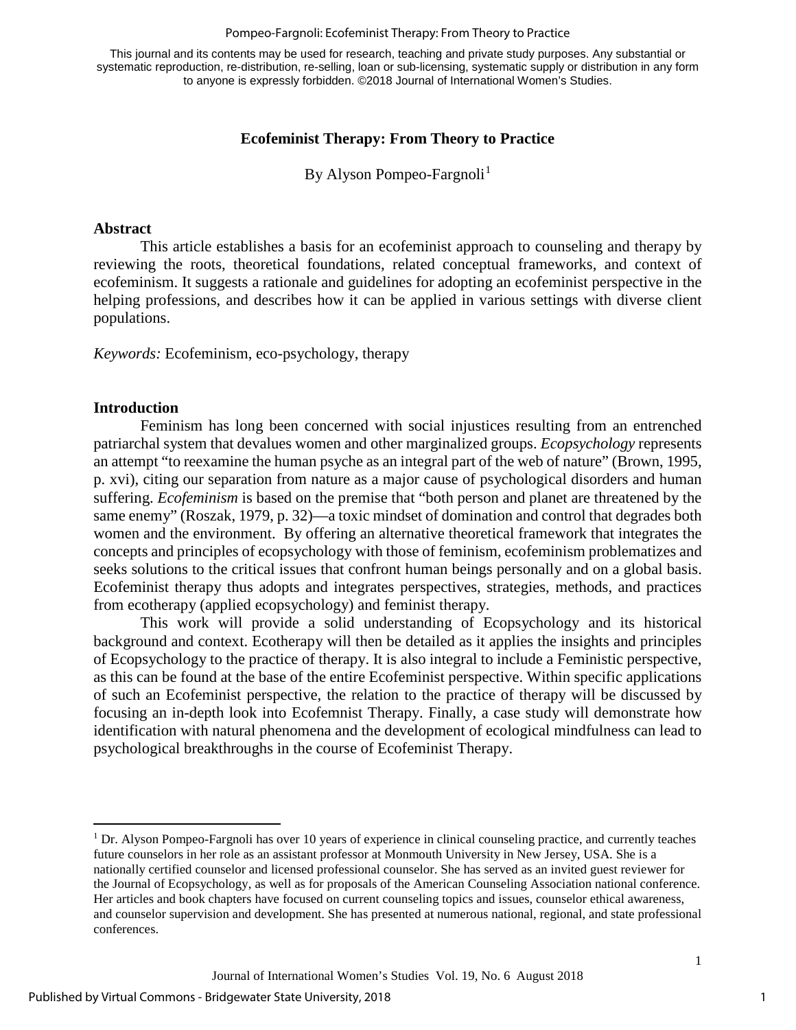This journal and its contents may be used for research, teaching and private study purposes. Any substantial or systematic reproduction, re-distribution, re-selling, loan or sub-licensing, systematic supply or distribution in any form to anyone is expressly forbidden. ©2018 Journal of International Women's Studies.

# Ecofeminist Therapy: From Theory to Practice

By Alyson Pompeo-Fargnoli[1]

## Abstract

This article establishes a basis for an ecofeminist approach to counseling and therapy by reviewing the roots, theoretical foundations, related conceptual frameworks, and context of ecofeminism. It suggests a rationale and guidelines for adopting an ecofeminist perspective in the helping professions, and describes how it can be applied in various settings with diverse client populations.

*Keywords:* Ecofeminism, eco-psychology, therapy

## Introduction

Feminism has long been concerned with social injustices resulting from an entrenched patriarchal system that devalues women and other marginalized groups. *Ecopsychology* represents an attempt "to reexamine the human psyche as an integral part of the web of nature" (Brown, 1995, p. xvi), citing our separation from nature as a major cause of psychological disorders and human suffering. *Ecofeminism* is based on the premise that "both person and planet are threatened by the same enemy" (Roszak, 1979, p. 32)—a toxic mindset of domination and control that degrades both women and the environment. By offering an alternative theoretical framework that integrates the concepts and principles of ecopsychology with those of feminism, ecofeminism problematizes and seeks solutions to the critical issues that confront human beings personally and on a global basis. Ecofeminist therapy thus adopts and integrates perspectives, strategies, methods, and practices from ecotherapy (applied ecopsychology) and feminist therapy.

This work will provide a solid understanding of Ecopsychology and its historical background and context. Ecotherapy will then be detailed as it applies the insights and principles of Ecopsychology to the practice of therapy. It is also integral to include a Feministic perspective, as this can be found at the base of the entire Ecofeminist perspective. Within specific applications of such an Ecofeminist perspective, the relation to the practice of therapy will be discussed by focusing an in-depth look into Ecofemnist Therapy. Finally, a case study will demonstrate how identification with natural phenomena and the development of ecological mindfulness can lead to psychological breakthroughs in the course of Ecofeminist Therapy.

---

[1] Dr. Alyson Pompeo-Fargnoli has over 10 years of experience in clinical counseling practice, and currently teaches future counselors in her role as an assistant professor at Monmouth University in New Jersey, USA. She is a nationally certified counselor and licensed professional counselor. She has served as an invited guest reviewer for the Journal of Ecopsychology, as well as for proposals of the American Counseling Association national conference. Her articles and book chapters have focused on current counseling topics and issues, counselor ethical awareness, and counselor supervision and development. She has presented at numerous national, regional, and state professional conferences.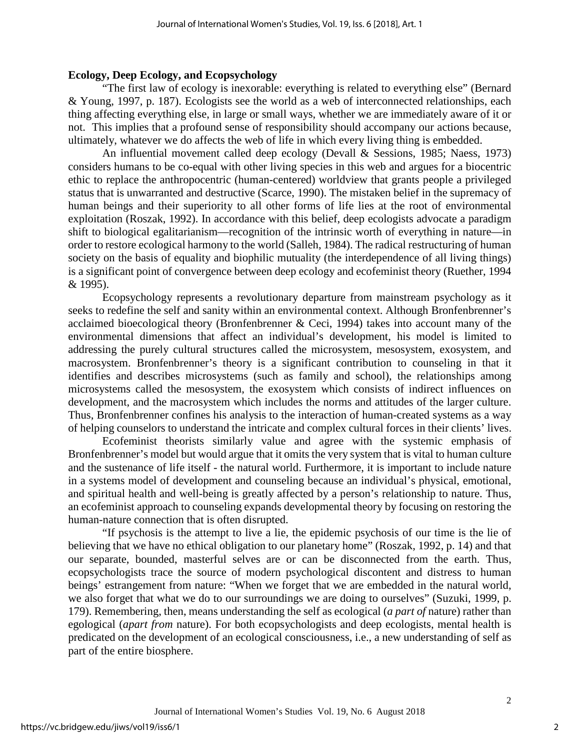## Ecology, Deep Ecology, and Ecopsychology

"The first law of ecology is inexorable: everything is related to everything else" (Bernard & Young, 1997, p. 187). Ecologists see the world as a web of interconnected relationships, each thing affecting everything else, in large or small ways, whether we are immediately aware of it or not. This implies that a profound sense of responsibility should accompany our actions because, ultimately, whatever we do affects the web of life in which every living thing is embedded.

An influential movement called deep ecology (Devall & Sessions, 1985; Naess, 1973) considers humans to be co-equal with other living species in this web and argues for a biocentric ethic to replace the anthropocentric (human-centered) worldview that grants people a privileged status that is unwarranted and destructive (Scarce, 1990). The mistaken belief in the supremacy of human beings and their superiority to all other forms of life lies at the root of environmental exploitation (Roszak, 1992). In accordance with this belief, deep ecologists advocate a paradigm shift to biological egalitarianism—recognition of the intrinsic worth of everything in nature—in order to restore ecological harmony to the world (Salleh, 1984). The radical restructuring of human society on the basis of equality and biophilic mutuality (the interdependence of all living things) is a significant point of convergence between deep ecology and ecofeminist theory (Ruether, 1994 & 1995).

Ecopsychology represents a revolutionary departure from mainstream psychology as it seeks to redefine the self and sanity within an environmental context. Although Bronfenbrenner's acclaimed bioecological theory (Bronfenbrenner & Ceci, 1994) takes into account many of the environmental dimensions that affect an individual's development, his model is limited to addressing the purely cultural structures called the microsystem, mesosystem, exosystem, and macrosystem. Bronfenbrenner's theory is a significant contribution to counseling in that it identifies and describes microsystems (such as family and school), the relationships among microsystems called the mesosystem, the exosystem which consists of indirect influences on development, and the macrosystem which includes the norms and attitudes of the larger culture. Thus, Bronfenbrenner confines his analysis to the interaction of human-created systems as a way of helping counselors to understand the intricate and complex cultural forces in their clients' lives.

Ecofeminist theorists similarly value and agree with the systemic emphasis of Bronfenbrenner's model but would argue that it omits the very system that is vital to human culture and the sustenance of life itself - the natural world. Furthermore, it is important to include nature in a systems model of development and counseling because an individual's physical, emotional, and spiritual health and well-being is greatly affected by a person's relationship to nature. Thus, an ecofeminist approach to counseling expands developmental theory by focusing on restoring the human-nature connection that is often disrupted.

"If psychosis is the attempt to live a lie, the epidemic psychosis of our time is the lie of believing that we have no ethical obligation to our planetary home" (Roszak, 1992, p. 14) and that our separate, bounded, masterful selves are or can be disconnected from the earth. Thus, ecopsychologists trace the source of modern psychological discontent and distress to human beings' estrangement from nature: "When we forget that we are embedded in the natural world, we also forget that what we do to our surroundings we are doing to ourselves" (Suzuki, 1999, p. 179). Remembering, then, means understanding the self as ecological (*a part of* nature) rather than egological (*apart from* nature). For both ecopsychologists and deep ecologists, mental health is predicated on the development of an ecological consciousness, i.e., a new understanding of self as part of the entire biosphere.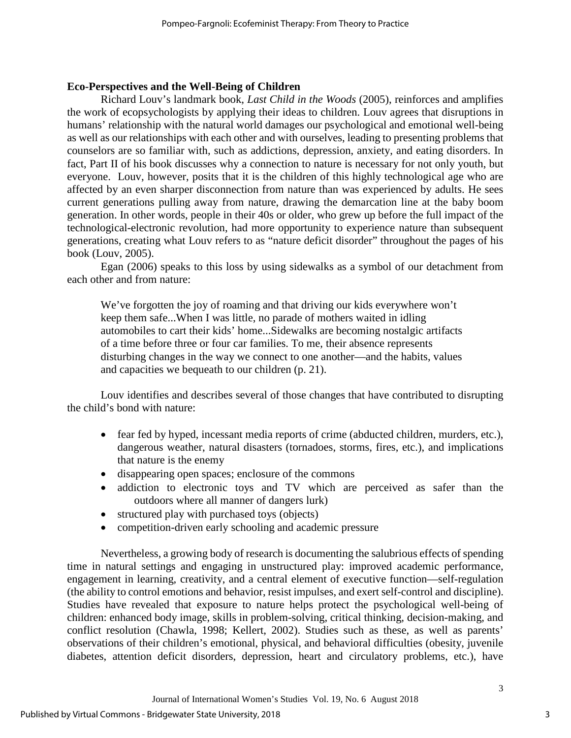**Eco-Perspectives and the Well-Being of Children**

Richard Louv's landmark book, *Last Child in the Woods* (2005), reinforces and amplifies the work of ecopsychologists by applying their ideas to children. Louv agrees that disruptions in humans' relationship with the natural world damages our psychological and emotional well-being as well as our relationships with each other and with ourselves, leading to presenting problems that counselors are so familiar with, such as addictions, depression, anxiety, and eating disorders. In fact, Part II of his book discusses why a connection to nature is necessary for not only youth, but everyone. Louv, however, posits that it is the children of this highly technological age who are affected by an even sharper disconnection from nature than was experienced by adults. He sees current generations pulling away from nature, drawing the demarcation line at the baby boom generation. In other words, people in their 40s or older, who grew up before the full impact of the technological-electronic revolution, had more opportunity to experience nature than subsequent generations, creating what Louv refers to as "nature deficit disorder" throughout the pages of his book (Louv, 2005).

Egan (2006) speaks to this loss by using sidewalks as a symbol of our detachment from each other and from nature:

> We've forgotten the joy of roaming and that driving our kids everywhere won't keep them safe...When I was little, no parade of mothers waited in idling automobiles to cart their kids' home...Sidewalks are becoming nostalgic artifacts of a time before three or four car families. To me, their absence represents disturbing changes in the way we connect to one another—and the habits, values and capacities we bequeath to our children (p. 21).

Louv identifies and describes several of those changes that have contributed to disrupting the child's bond with nature:

- fear fed by hyped, incessant media reports of crime (abducted children, murders, etc.), dangerous weather, natural disasters (tornadoes, storms, fires, etc.), and implications that nature is the enemy
- disappearing open spaces; enclosure of the commons
- addiction to electronic toys and TV which are perceived as safer than the outdoors where all manner of dangers lurk)
- structured play with purchased toys (objects)
- competition-driven early schooling and academic pressure

Nevertheless, a growing body of research is documenting the salubrious effects of spending time in natural settings and engaging in unstructured play: improved academic performance, engagement in learning, creativity, and a central element of executive function—self-regulation (the ability to control emotions and behavior, resist impulses, and exert self-control and discipline). Studies have revealed that exposure to nature helps protect the psychological well-being of children: enhanced body image, skills in problem-solving, critical thinking, decision-making, and conflict resolution (Chawla, 1998; Kellert, 2002). Studies such as these, as well as parents' observations of their children's emotional, physical, and behavioral difficulties (obesity, juvenile diabetes, attention deficit disorders, depression, heart and circulatory problems, etc.), have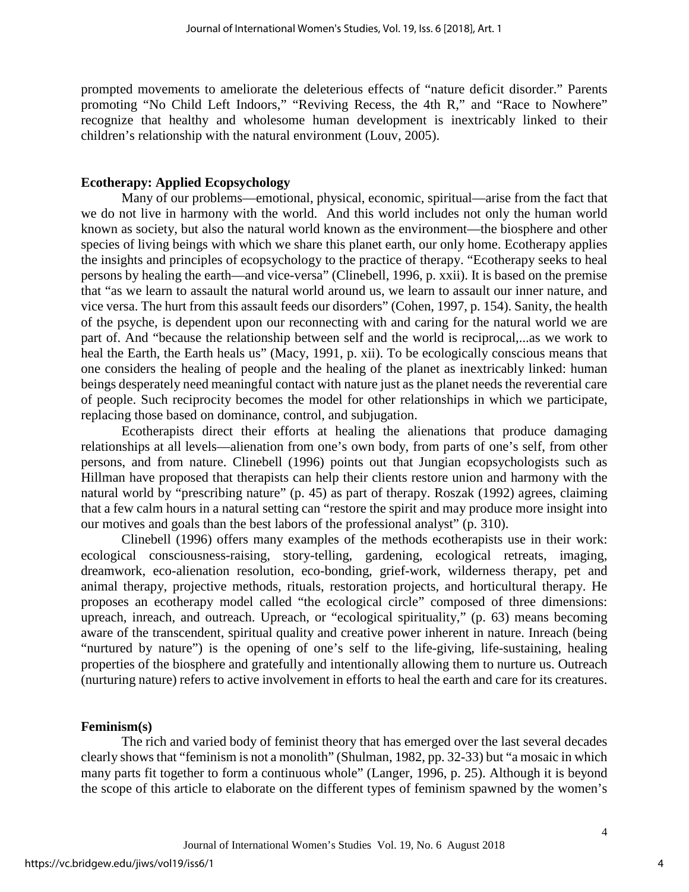prompted movements to ameliorate the deleterious effects of "nature deficit disorder." Parents promoting "No Child Left Indoors," "Reviving Recess, the 4th R," and "Race to Nowhere" recognize that healthy and wholesome human development is inextricably linked to their children's relationship with the natural environment (Louv, 2005).

## Ecotherapy: Applied Ecopsychology

Many of our problems—emotional, physical, economic, spiritual—arise from the fact that we do not live in harmony with the world. And this world includes not only the human world known as society, but also the natural world known as the environment—the biosphere and other species of living beings with which we share this planet earth, our only home. Ecotherapy applies the insights and principles of ecopsychology to the practice of therapy. "Ecotherapy seeks to heal persons by healing the earth—and vice-versa" (Clinebell, 1996, p. xxii). It is based on the premise that "as we learn to assault the natural world around us, we learn to assault our inner nature, and vice versa. The hurt from this assault feeds our disorders" (Cohen, 1997, p. 154). Sanity, the health of the psyche, is dependent upon our reconnecting with and caring for the natural world we are part of. And "because the relationship between self and the world is reciprocal,...as we work to heal the Earth, the Earth heals us" (Macy, 1991, p. xii). To be ecologically conscious means that one considers the healing of people and the healing of the planet as inextricably linked: human beings desperately need meaningful contact with nature just as the planet needs the reverential care of people. Such reciprocity becomes the model for other relationships in which we participate, replacing those based on dominance, control, and subjugation.

Ecotherapists direct their efforts at healing the alienations that produce damaging relationships at all levels—alienation from one's own body, from parts of one's self, from other persons, and from nature. Clinebell (1996) points out that Jungian ecopsychologists such as Hillman have proposed that therapists can help their clients restore union and harmony with the natural world by "prescribing nature" (p. 45) as part of therapy. Roszak (1992) agrees, claiming that a few calm hours in a natural setting can "restore the spirit and may produce more insight into our motives and goals than the best labors of the professional analyst" (p. 310).

Clinebell (1996) offers many examples of the methods ecotherapists use in their work: ecological consciousness-raising, story-telling, gardening, ecological retreats, imaging, dreamwork, eco-alienation resolution, eco-bonding, grief-work, wilderness therapy, pet and animal therapy, projective methods, rituals, restoration projects, and horticultural therapy. He proposes an ecotherapy model called "the ecological circle" composed of three dimensions: upreach, inreach, and outreach. Upreach, or "ecological spirituality," (p. 63) means becoming aware of the transcendent, spiritual quality and creative power inherent in nature. Inreach (being "nurtured by nature") is the opening of one's self to the life-giving, life-sustaining, healing properties of the biosphere and gratefully and intentionally allowing them to nurture us. Outreach (nurturing nature) refers to active involvement in efforts to heal the earth and care for its creatures.

## Feminism(s)

The rich and varied body of feminist theory that has emerged over the last several decades clearly shows that "feminism is not a monolith" (Shulman, 1982, pp. 32-33) but "a mosaic in which many parts fit together to form a continuous whole" (Langer, 1996, p. 25). Although it is beyond the scope of this article to elaborate on the different types of feminism spawned by the women's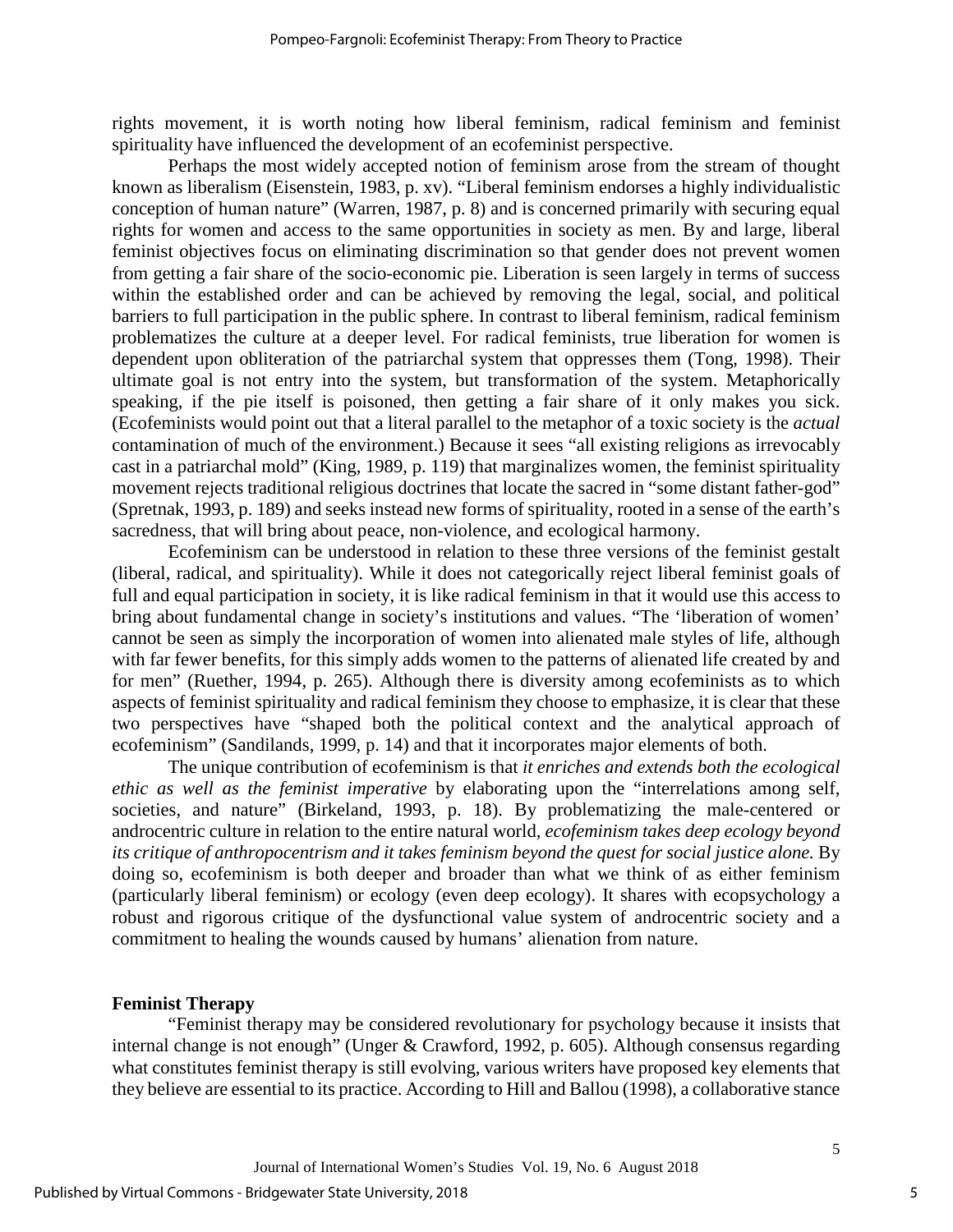rights movement, it is worth noting how liberal feminism, radical feminism and feminist spirituality have influenced the development of an ecofeminist perspective.

Perhaps the most widely accepted notion of feminism arose from the stream of thought known as liberalism (Eisenstein, 1983, p. xv). "Liberal feminism endorses a highly individualistic conception of human nature" (Warren, 1987, p. 8) and is concerned primarily with securing equal rights for women and access to the same opportunities in society as men. By and large, liberal feminist objectives focus on eliminating discrimination so that gender does not prevent women from getting a fair share of the socio-economic pie. Liberation is seen largely in terms of success within the established order and can be achieved by removing the legal, social, and political barriers to full participation in the public sphere. In contrast to liberal feminism, radical feminism problematizes the culture at a deeper level. For radical feminists, true liberation for women is dependent upon obliteration of the patriarchal system that oppresses them (Tong, 1998). Their ultimate goal is not entry into the system, but transformation of the system. Metaphorically speaking, if the pie itself is poisoned, then getting a fair share of it only makes you sick. (Ecofeminists would point out that a literal parallel to the metaphor of a toxic society is the *actual* contamination of much of the environment.) Because it sees "all existing religions as irrevocably cast in a patriarchal mold" (King, 1989, p. 119) that marginalizes women, the feminist spirituality movement rejects traditional religious doctrines that locate the sacred in "some distant father-god" (Spretnak, 1993, p. 189) and seeks instead new forms of spirituality, rooted in a sense of the earth's sacredness, that will bring about peace, non-violence, and ecological harmony.

Ecofeminism can be understood in relation to these three versions of the feminist gestalt (liberal, radical, and spirituality). While it does not categorically reject liberal feminist goals of full and equal participation in society, it is like radical feminism in that it would use this access to bring about fundamental change in society's institutions and values. "The 'liberation of women' cannot be seen as simply the incorporation of women into alienated male styles of life, although with far fewer benefits, for this simply adds women to the patterns of alienated life created by and for men" (Ruether, 1994, p. 265). Although there is diversity among ecofeminists as to which aspects of feminist spirituality and radical feminism they choose to emphasize, it is clear that these two perspectives have "shaped both the political context and the analytical approach of ecofeminism" (Sandilands, 1999, p. 14) and that it incorporates major elements of both.

The unique contribution of ecofeminism is that *it enriches and extends both the ecological ethic as well as the feminist imperative* by elaborating upon the "interrelations among self, societies, and nature" (Birkeland, 1993, p. 18). By problematizing the male-centered or androcentric culture in relation to the entire natural world, *ecofeminism takes deep ecology beyond its critique of anthropocentrism and it takes feminism beyond the quest for social justice alone.* By doing so, ecofeminism is both deeper and broader than what we think of as either feminism (particularly liberal feminism) or ecology (even deep ecology). It shares with ecopsychology a robust and rigorous critique of the dysfunctional value system of androcentric society and a commitment to healing the wounds caused by humans' alienation from nature.

## Feminist Therapy

"Feminist therapy may be considered revolutionary for psychology because it insists that internal change is not enough" (Unger & Crawford, 1992, p. 605). Although consensus regarding what constitutes feminist therapy is still evolving, various writers have proposed key elements that they believe are essential to its practice. According to Hill and Ballou (1998), a collaborative stance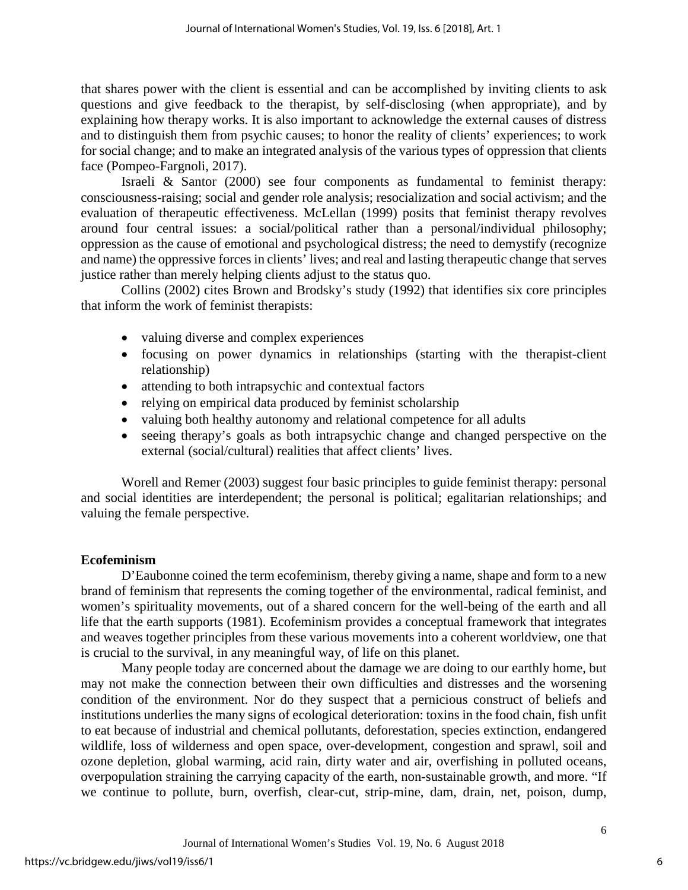that shares power with the client is essential and can be accomplished by inviting clients to ask questions and give feedback to the therapist, by self-disclosing (when appropriate), and by explaining how therapy works. It is also important to acknowledge the external causes of distress and to distinguish them from psychic causes; to honor the reality of clients' experiences; to work for social change; and to make an integrated analysis of the various types of oppression that clients face (Pompeo-Fargnoli, 2017).

Israeli & Santor (2000) see four components as fundamental to feminist therapy: consciousness-raising; social and gender role analysis; resocialization and social activism; and the evaluation of therapeutic effectiveness. McLellan (1999) posits that feminist therapy revolves around four central issues: a social/political rather than a personal/individual philosophy; oppression as the cause of emotional and psychological distress; the need to demystify (recognize and name) the oppressive forces in clients' lives; and real and lasting therapeutic change that serves justice rather than merely helping clients adjust to the status quo.

Collins (2002) cites Brown and Brodsky's study (1992) that identifies six core principles that inform the work of feminist therapists:

- valuing diverse and complex experiences
- focusing on power dynamics in relationships (starting with the therapist-client relationship)
- attending to both intrapsychic and contextual factors
- relying on empirical data produced by feminist scholarship
- valuing both healthy autonomy and relational competence for all adults
- seeing therapy's goals as both intrapsychic change and changed perspective on the external (social/cultural) realities that affect clients' lives.

Worell and Remer (2003) suggest four basic principles to guide feminist therapy: personal and social identities are interdependent; the personal is political; egalitarian relationships; and valuing the female perspective.

**Ecofeminism**

D'Eaubonne coined the term ecofeminism, thereby giving a name, shape and form to a new brand of feminism that represents the coming together of the environmental, radical feminist, and women's spirituality movements, out of a shared concern for the well-being of the earth and all life that the earth supports (1981). Ecofeminism provides a conceptual framework that integrates and weaves together principles from these various movements into a coherent worldview, one that is crucial to the survival, in any meaningful way, of life on this planet.

Many people today are concerned about the damage we are doing to our earthly home, but may not make the connection between their own difficulties and distresses and the worsening condition of the environment. Nor do they suspect that a pernicious construct of beliefs and institutions underlies the many signs of ecological deterioration: toxins in the food chain, fish unfit to eat because of industrial and chemical pollutants, deforestation, species extinction, endangered wildlife, loss of wilderness and open space, over-development, congestion and sprawl, soil and ozone depletion, global warming, acid rain, dirty water and air, overfishing in polluted oceans, overpopulation straining the carrying capacity of the earth, non-sustainable growth, and more. "If we continue to pollute, burn, overfish, clear-cut, strip-mine, dam, drain, net, poison, dump,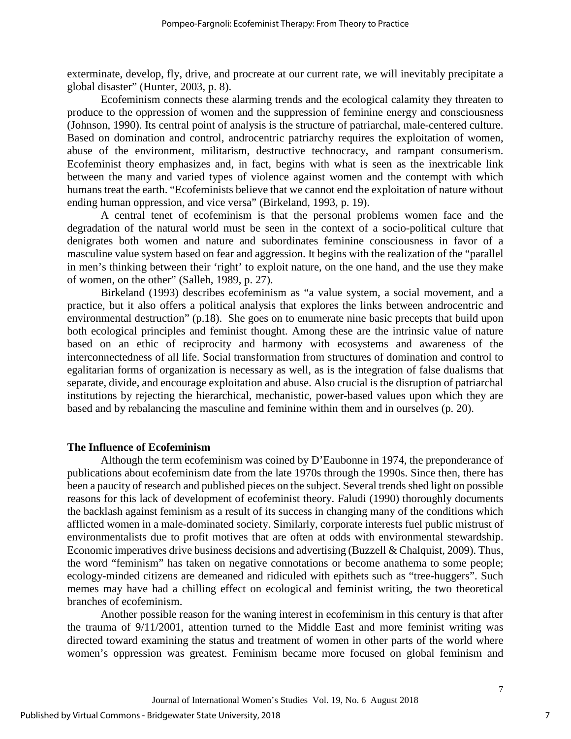exterminate, develop, fly, drive, and procreate at our current rate, we will inevitably precipitate a global disaster" (Hunter, 2003, p. 8).

Ecofeminism connects these alarming trends and the ecological calamity they threaten to produce to the oppression of women and the suppression of feminine energy and consciousness (Johnson, 1990). Its central point of analysis is the structure of patriarchal, male-centered culture. Based on domination and control, androcentric patriarchy requires the exploitation of women, abuse of the environment, militarism, destructive technocracy, and rampant consumerism. Ecofeminist theory emphasizes and, in fact, begins with what is seen as the inextricable link between the many and varied types of violence against women and the contempt with which humans treat the earth. "Ecofeminists believe that we cannot end the exploitation of nature without ending human oppression, and vice versa" (Birkeland, 1993, p. 19).

A central tenet of ecofeminism is that the personal problems women face and the degradation of the natural world must be seen in the context of a socio-political culture that denigrates both women and nature and subordinates feminine consciousness in favor of a masculine value system based on fear and aggression. It begins with the realization of the "parallel in men's thinking between their 'right' to exploit nature, on the one hand, and the use they make of women, on the other" (Salleh, 1989, p. 27).

Birkeland (1993) describes ecofeminism as "a value system, a social movement, and a practice, but it also offers a political analysis that explores the links between androcentric and environmental destruction" (p.18). She goes on to enumerate nine basic precepts that build upon both ecological principles and feminist thought. Among these are the intrinsic value of nature based on an ethic of reciprocity and harmony with ecosystems and awareness of the interconnectedness of all life. Social transformation from structures of domination and control to egalitarian forms of organization is necessary as well, as is the integration of false dualisms that separate, divide, and encourage exploitation and abuse. Also crucial is the disruption of patriarchal institutions by rejecting the hierarchical, mechanistic, power-based values upon which they are based and by rebalancing the masculine and feminine within them and in ourselves (p. 20).

## The Influence of Ecofeminism

Although the term ecofeminism was coined by D'Eaubonne in 1974, the preponderance of publications about ecofeminism date from the late 1970s through the 1990s. Since then, there has been a paucity of research and published pieces on the subject. Several trends shed light on possible reasons for this lack of development of ecofeminist theory. Faludi (1990) thoroughly documents the backlash against feminism as a result of its success in changing many of the conditions which afflicted women in a male-dominated society. Similarly, corporate interests fuel public mistrust of environmentalists due to profit motives that are often at odds with environmental stewardship. Economic imperatives drive business decisions and advertising (Buzzell & Chalquist, 2009). Thus, the word "feminism" has taken on negative connotations or become anathema to some people; ecology-minded citizens are demeaned and ridiculed with epithets such as "tree-huggers". Such memes may have had a chilling effect on ecological and feminist writing, the two theoretical branches of ecofeminism.

Another possible reason for the waning interest in ecofeminism in this century is that after the trauma of 9/11/2001, attention turned to the Middle East and more feminist writing was directed toward examining the status and treatment of women in other parts of the world where women's oppression was greatest. Feminism became more focused on global feminism and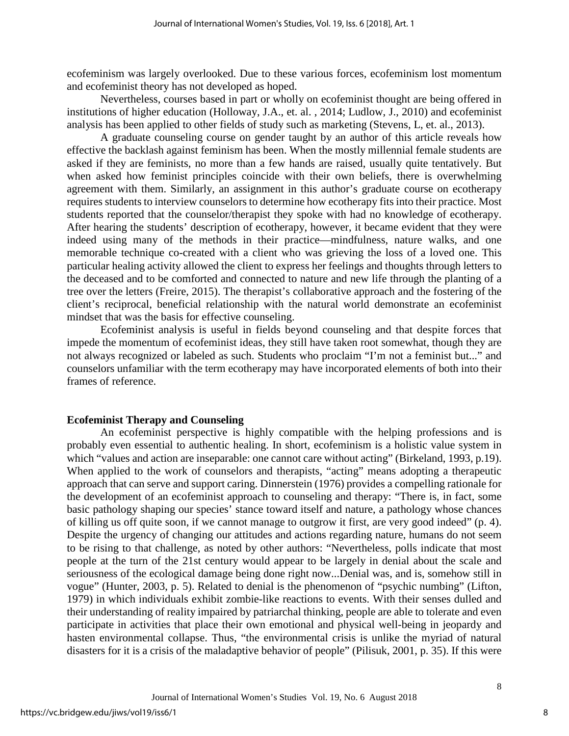ecofeminism was largely overlooked. Due to these various forces, ecofeminism lost momentum and ecofeminist theory has not developed as hoped.

Nevertheless, courses based in part or wholly on ecofeminist thought are being offered in institutions of higher education (Holloway, J.A., et. al. , 2014; Ludlow, J., 2010) and ecofeminist analysis has been applied to other fields of study such as marketing (Stevens, L, et. al., 2013).

A graduate counseling course on gender taught by an author of this article reveals how effective the backlash against feminism has been. When the mostly millennial female students are asked if they are feminists, no more than a few hands are raised, usually quite tentatively. But when asked how feminist principles coincide with their own beliefs, there is overwhelming agreement with them. Similarly, an assignment in this author's graduate course on ecotherapy requires students to interview counselors to determine how ecotherapy fits into their practice. Most students reported that the counselor/therapist they spoke with had no knowledge of ecotherapy. After hearing the students' description of ecotherapy, however, it became evident that they were indeed using many of the methods in their practice—mindfulness, nature walks, and one memorable technique co-created with a client who was grieving the loss of a loved one. This particular healing activity allowed the client to express her feelings and thoughts through letters to the deceased and to be comforted and connected to nature and new life through the planting of a tree over the letters (Freire, 2015). The therapist's collaborative approach and the fostering of the client's reciprocal, beneficial relationship with the natural world demonstrate an ecofeminist mindset that was the basis for effective counseling.

Ecofeminist analysis is useful in fields beyond counseling and that despite forces that impede the momentum of ecofeminist ideas, they still have taken root somewhat, though they are not always recognized or labeled as such. Students who proclaim "I'm not a feminist but..." and counselors unfamiliar with the term ecotherapy may have incorporated elements of both into their frames of reference.

## Ecofeminist Therapy and Counseling

An ecofeminist perspective is highly compatible with the helping professions and is probably even essential to authentic healing. In short, ecofeminism is a holistic value system in which "values and action are inseparable: one cannot care without acting" (Birkeland, 1993, p.19). When applied to the work of counselors and therapists, "acting" means adopting a therapeutic approach that can serve and support caring. Dinnerstein (1976) provides a compelling rationale for the development of an ecofeminist approach to counseling and therapy: "There is, in fact, some basic pathology shaping our species' stance toward itself and nature, a pathology whose chances of killing us off quite soon, if we cannot manage to outgrow it first, are very good indeed" (p. 4). Despite the urgency of changing our attitudes and actions regarding nature, humans do not seem to be rising to that challenge, as noted by other authors: "Nevertheless, polls indicate that most people at the turn of the 21st century would appear to be largely in denial about the scale and seriousness of the ecological damage being done right now...Denial was, and is, somehow still in vogue" (Hunter, 2003, p. 5). Related to denial is the phenomenon of "psychic numbing" (Lifton, 1979) in which individuals exhibit zombie-like reactions to events. With their senses dulled and their understanding of reality impaired by patriarchal thinking, people are able to tolerate and even participate in activities that place their own emotional and physical well-being in jeopardy and hasten environmental collapse. Thus, "the environmental crisis is unlike the myriad of natural disasters for it is a crisis of the maladaptive behavior of people" (Pilisuk, 2001, p. 35). If this were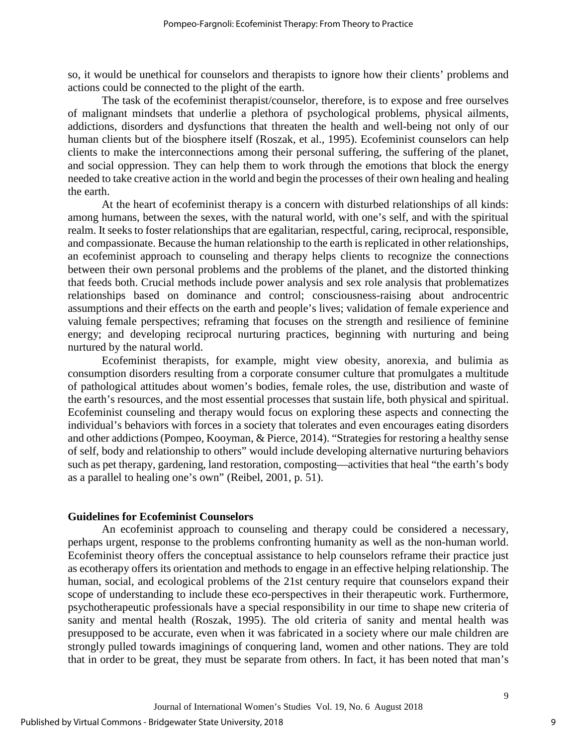so, it would be unethical for counselors and therapists to ignore how their clients' problems and actions could be connected to the plight of the earth.

The task of the ecofeminist therapist/counselor, therefore, is to expose and free ourselves of malignant mindsets that underlie a plethora of psychological problems, physical ailments, addictions, disorders and dysfunctions that threaten the health and well-being not only of our human clients but of the biosphere itself (Roszak, et al., 1995). Ecofeminist counselors can help clients to make the interconnections among their personal suffering, the suffering of the planet, and social oppression. They can help them to work through the emotions that block the energy needed to take creative action in the world and begin the processes of their own healing and healing the earth.

At the heart of ecofeminist therapy is a concern with disturbed relationships of all kinds: among humans, between the sexes, with the natural world, with one's self, and with the spiritual realm. It seeks to foster relationships that are egalitarian, respectful, caring, reciprocal, responsible, and compassionate. Because the human relationship to the earth is replicated in other relationships, an ecofeminist approach to counseling and therapy helps clients to recognize the connections between their own personal problems and the problems of the planet, and the distorted thinking that feeds both. Crucial methods include power analysis and sex role analysis that problematizes relationships based on dominance and control; consciousness-raising about androcentric assumptions and their effects on the earth and people's lives; validation of female experience and valuing female perspectives; reframing that focuses on the strength and resilience of feminine energy; and developing reciprocal nurturing practices, beginning with nurturing and being nurtured by the natural world.

Ecofeminist therapists, for example, might view obesity, anorexia, and bulimia as consumption disorders resulting from a corporate consumer culture that promulgates a multitude of pathological attitudes about women's bodies, female roles, the use, distribution and waste of the earth's resources, and the most essential processes that sustain life, both physical and spiritual. Ecofeminist counseling and therapy would focus on exploring these aspects and connecting the individual's behaviors with forces in a society that tolerates and even encourages eating disorders and other addictions (Pompeo, Kooyman, & Pierce, 2014). "Strategies for restoring a healthy sense of self, body and relationship to others" would include developing alternative nurturing behaviors such as pet therapy, gardening, land restoration, composting—activities that heal "the earth's body as a parallel to healing one's own" (Reibel, 2001, p. 51).

## Guidelines for Ecofeminist Counselors

An ecofeminist approach to counseling and therapy could be considered a necessary, perhaps urgent, response to the problems confronting humanity as well as the non-human world. Ecofeminist theory offers the conceptual assistance to help counselors reframe their practice just as ecotherapy offers its orientation and methods to engage in an effective helping relationship. The human, social, and ecological problems of the 21st century require that counselors expand their scope of understanding to include these eco-perspectives in their therapeutic work. Furthermore, psychotherapeutic professionals have a special responsibility in our time to shape new criteria of sanity and mental health (Roszak, 1995). The old criteria of sanity and mental health was presupposed to be accurate, even when it was fabricated in a society where our male children are strongly pulled towards imaginings of conquering land, women and other nations. They are told that in order to be great, they must be separate from others. In fact, it has been noted that man's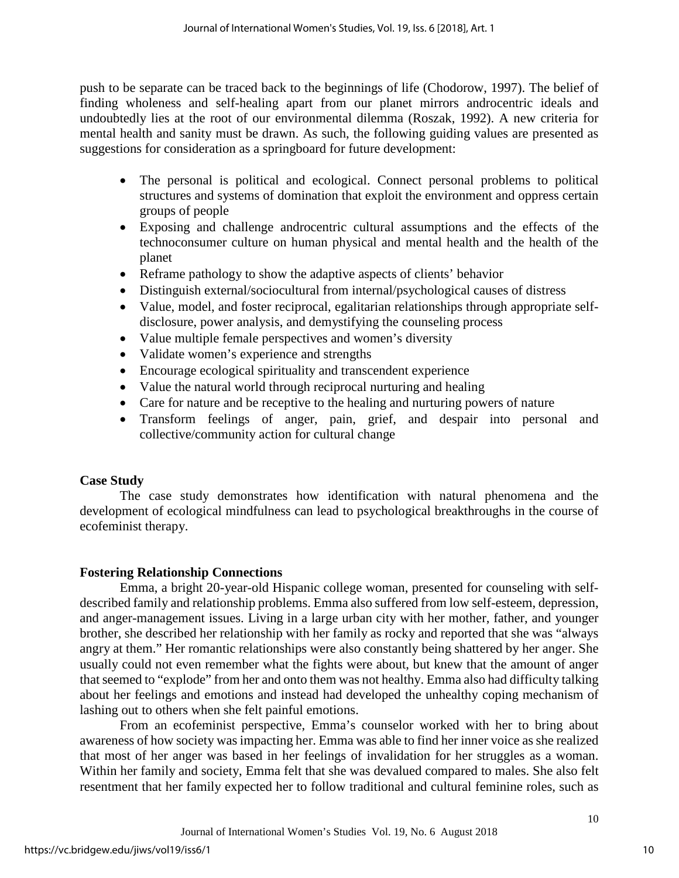push to be separate can be traced back to the beginnings of life (Chodorow, 1997). The belief of finding wholeness and self-healing apart from our planet mirrors androcentric ideals and undoubtedly lies at the root of our environmental dilemma (Roszak, 1992). A new criteria for mental health and sanity must be drawn. As such, the following guiding values are presented as suggestions for consideration as a springboard for future development:

- The personal is political and ecological. Connect personal problems to political structures and systems of domination that exploit the environment and oppress certain groups of people
- Exposing and challenge androcentric cultural assumptions and the effects of the technoconsumer culture on human physical and mental health and the health of the planet
- Reframe pathology to show the adaptive aspects of clients' behavior
- Distinguish external/sociocultural from internal/psychological causes of distress
- Value, model, and foster reciprocal, egalitarian relationships through appropriate self-disclosure, power analysis, and demystifying the counseling process
- Value multiple female perspectives and women's diversity
- Validate women's experience and strengths
- Encourage ecological spirituality and transcendent experience
- Value the natural world through reciprocal nurturing and healing
- Care for nature and be receptive to the healing and nurturing powers of nature
- Transform feelings of anger, pain, grief, and despair into personal and collective/community action for cultural change

## Case Study

The case study demonstrates how identification with natural phenomena and the development of ecological mindfulness can lead to psychological breakthroughs in the course of ecofeminist therapy.

## Fostering Relationship Connections

Emma, a bright 20-year-old Hispanic college woman, presented for counseling with self-described family and relationship problems. Emma also suffered from low self-esteem, depression, and anger-management issues. Living in a large urban city with her mother, father, and younger brother, she described her relationship with her family as rocky and reported that she was "always angry at them." Her romantic relationships were also constantly being shattered by her anger. She usually could not even remember what the fights were about, but knew that the amount of anger that seemed to "explode" from her and onto them was not healthy. Emma also had difficulty talking about her feelings and emotions and instead had developed the unhealthy coping mechanism of lashing out to others when she felt painful emotions.

From an ecofeminist perspective, Emma's counselor worked with her to bring about awareness of how society was impacting her. Emma was able to find her inner voice as she realized that most of her anger was based in her feelings of invalidation for her struggles as a woman. Within her family and society, Emma felt that she was devalued compared to males. She also felt resentment that her family expected her to follow traditional and cultural feminine roles, such as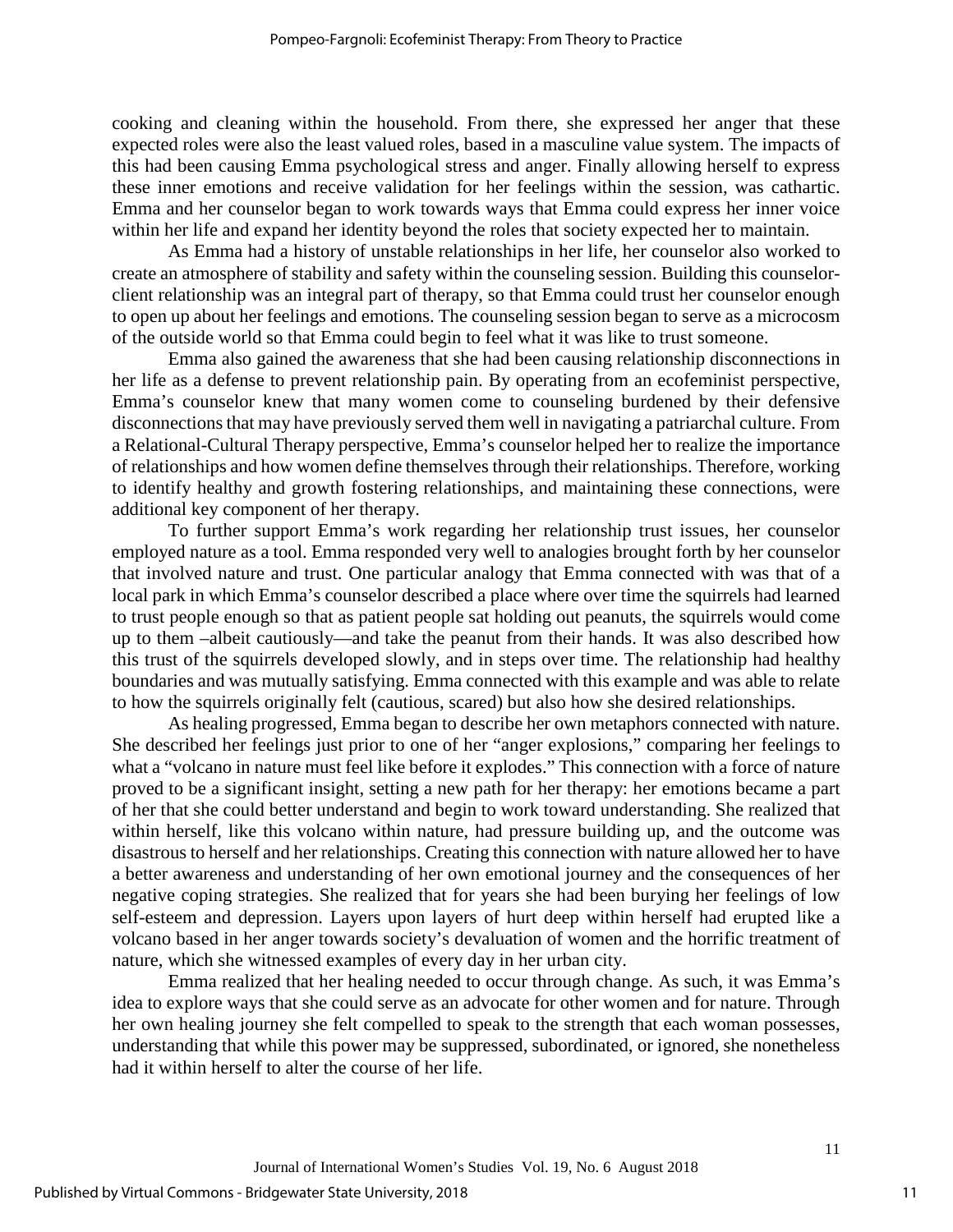cooking and cleaning within the household. From there, she expressed her anger that these expected roles were also the least valued roles, based in a masculine value system. The impacts of this had been causing Emma psychological stress and anger. Finally allowing herself to express these inner emotions and receive validation for her feelings within the session, was cathartic. Emma and her counselor began to work towards ways that Emma could express her inner voice within her life and expand her identity beyond the roles that society expected her to maintain.

As Emma had a history of unstable relationships in her life, her counselor also worked to create an atmosphere of stability and safety within the counseling session. Building this counselor-client relationship was an integral part of therapy, so that Emma could trust her counselor enough to open up about her feelings and emotions. The counseling session began to serve as a microcosm of the outside world so that Emma could begin to feel what it was like to trust someone.

Emma also gained the awareness that she had been causing relationship disconnections in her life as a defense to prevent relationship pain. By operating from an ecofeminist perspective, Emma's counselor knew that many women come to counseling burdened by their defensive disconnections that may have previously served them well in navigating a patriarchal culture. From a Relational-Cultural Therapy perspective, Emma's counselor helped her to realize the importance of relationships and how women define themselves through their relationships. Therefore, working to identify healthy and growth fostering relationships, and maintaining these connections, were additional key component of her therapy.

To further support Emma's work regarding her relationship trust issues, her counselor employed nature as a tool. Emma responded very well to analogies brought forth by her counselor that involved nature and trust. One particular analogy that Emma connected with was that of a local park in which Emma's counselor described a place where over time the squirrels had learned to trust people enough so that as patient people sat holding out peanuts, the squirrels would come up to them –albeit cautiously—and take the peanut from their hands. It was also described how this trust of the squirrels developed slowly, and in steps over time. The relationship had healthy boundaries and was mutually satisfying. Emma connected with this example and was able to relate to how the squirrels originally felt (cautious, scared) but also how she desired relationships.

As healing progressed, Emma began to describe her own metaphors connected with nature. She described her feelings just prior to one of her "anger explosions," comparing her feelings to what a "volcano in nature must feel like before it explodes." This connection with a force of nature proved to be a significant insight, setting a new path for her therapy: her emotions became a part of her that she could better understand and begin to work toward understanding. She realized that within herself, like this volcano within nature, had pressure building up, and the outcome was disastrous to herself and her relationships. Creating this connection with nature allowed her to have a better awareness and understanding of her own emotional journey and the consequences of her negative coping strategies. She realized that for years she had been burying her feelings of low self-esteem and depression. Layers upon layers of hurt deep within herself had erupted like a volcano based in her anger towards society's devaluation of women and the horrific treatment of nature, which she witnessed examples of every day in her urban city.

Emma realized that her healing needed to occur through change. As such, it was Emma's idea to explore ways that she could serve as an advocate for other women and for nature. Through her own healing journey she felt compelled to speak to the strength that each woman possesses, understanding that while this power may be suppressed, subordinated, or ignored, she nonetheless had it within herself to alter the course of her life.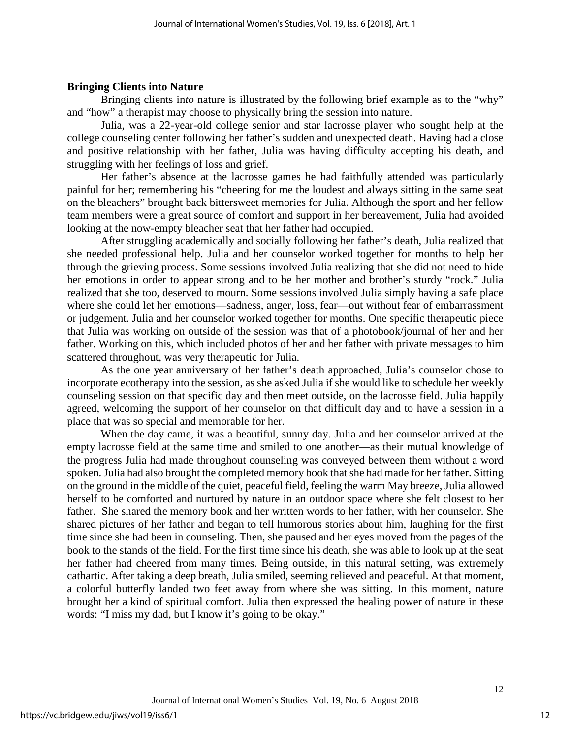**Bringing Clients into Nature**

Bringing clients in*to* nature is illustrated by the following brief example as to the "why" and "how" a therapist may choose to physically bring the session into nature.

Julia, was a 22-year-old college senior and star lacrosse player who sought help at the college counseling center following her father's sudden and unexpected death. Having had a close and positive relationship with her father, Julia was having difficulty accepting his death, and struggling with her feelings of loss and grief.

Her father's absence at the lacrosse games he had faithfully attended was particularly painful for her; remembering his "cheering for me the loudest and always sitting in the same seat on the bleachers" brought back bittersweet memories for Julia. Although the sport and her fellow team members were a great source of comfort and support in her bereavement, Julia had avoided looking at the now-empty bleacher seat that her father had occupied.

After struggling academically and socially following her father's death, Julia realized that she needed professional help. Julia and her counselor worked together for months to help her through the grieving process. Some sessions involved Julia realizing that she did not need to hide her emotions in order to appear strong and to be her mother and brother's sturdy "rock." Julia realized that she too, deserved to mourn. Some sessions involved Julia simply having a safe place where she could let her emotions—sadness, anger, loss, fear—out without fear of embarrassment or judgement. Julia and her counselor worked together for months. One specific therapeutic piece that Julia was working on outside of the session was that of a photobook/journal of her and her father. Working on this, which included photos of her and her father with private messages to him scattered throughout, was very therapeutic for Julia.

As the one year anniversary of her father's death approached, Julia's counselor chose to incorporate ecotherapy into the session, as she asked Julia if she would like to schedule her weekly counseling session on that specific day and then meet outside, on the lacrosse field. Julia happily agreed, welcoming the support of her counselor on that difficult day and to have a session in a place that was so special and memorable for her.

When the day came, it was a beautiful, sunny day. Julia and her counselor arrived at the empty lacrosse field at the same time and smiled to one another—as their mutual knowledge of the progress Julia had made throughout counseling was conveyed between them without a word spoken. Julia had also brought the completed memory book that she had made for her father. Sitting on the ground in the middle of the quiet, peaceful field, feeling the warm May breeze, Julia allowed herself to be comforted and nurtured by nature in an outdoor space where she felt closest to her father. She shared the memory book and her written words to her father, with her counselor. She shared pictures of her father and began to tell humorous stories about him, laughing for the first time since she had been in counseling. Then, she paused and her eyes moved from the pages of the book to the stands of the field. For the first time since his death, she was able to look up at the seat her father had cheered from many times. Being outside, in this natural setting, was extremely cathartic. After taking a deep breath, Julia smiled, seeming relieved and peaceful. At that moment, a colorful butterfly landed two feet away from where she was sitting. In this moment, nature brought her a kind of spiritual comfort. Julia then expressed the healing power of nature in these words: "I miss my dad, but I know it's going to be okay."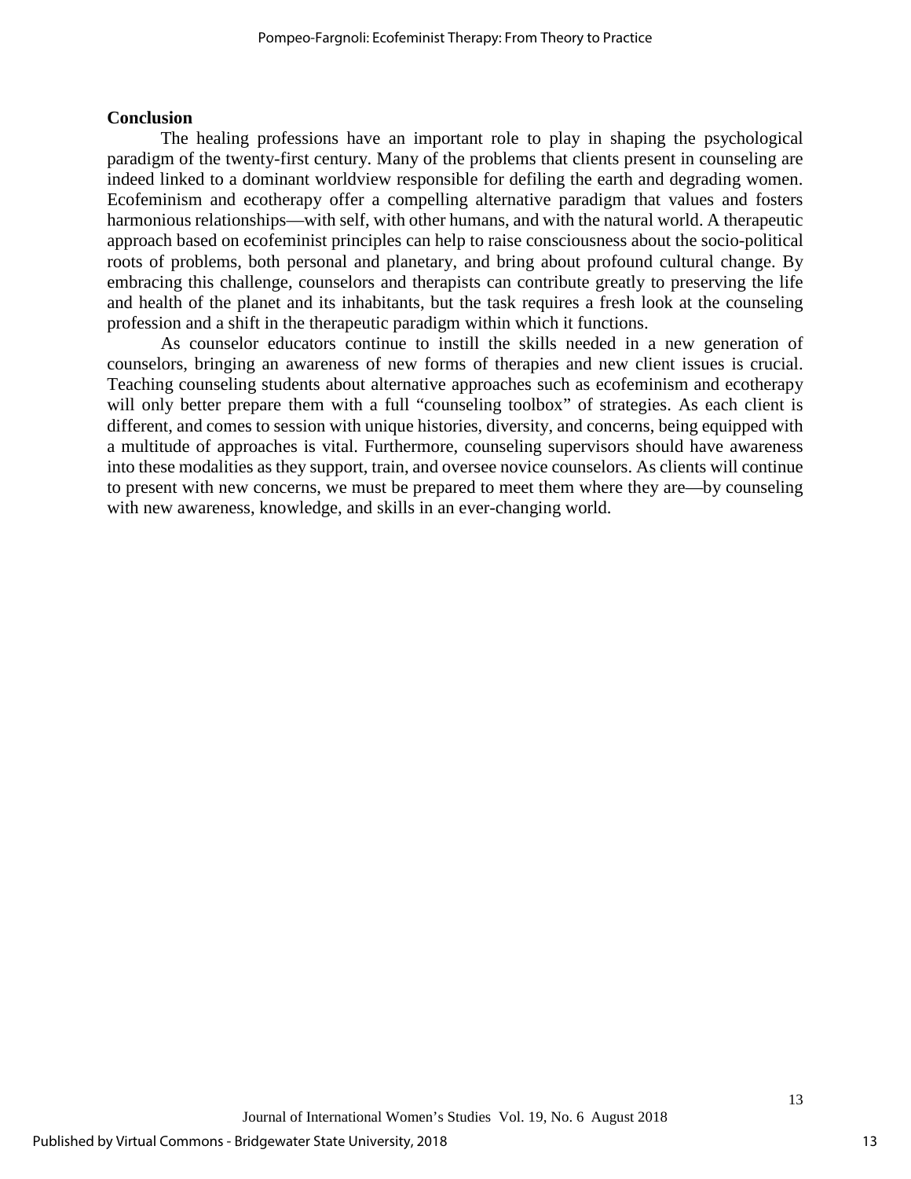## Conclusion

The healing professions have an important role to play in shaping the psychological paradigm of the twenty-first century. Many of the problems that clients present in counseling are indeed linked to a dominant worldview responsible for defiling the earth and degrading women. Ecofeminism and ecotherapy offer a compelling alternative paradigm that values and fosters harmonious relationships—with self, with other humans, and with the natural world. A therapeutic approach based on ecofeminist principles can help to raise consciousness about the socio-political roots of problems, both personal and planetary, and bring about profound cultural change. By embracing this challenge, counselors and therapists can contribute greatly to preserving the life and health of the planet and its inhabitants, but the task requires a fresh look at the counseling profession and a shift in the therapeutic paradigm within which it functions.

As counselor educators continue to instill the skills needed in a new generation of counselors, bringing an awareness of new forms of therapies and new client issues is crucial. Teaching counseling students about alternative approaches such as ecofeminism and ecotherapy will only better prepare them with a full "counseling toolbox" of strategies. As each client is different, and comes to session with unique histories, diversity, and concerns, being equipped with a multitude of approaches is vital. Furthermore, counseling supervisors should have awareness into these modalities as they support, train, and oversee novice counselors. As clients will continue to present with new concerns, we must be prepared to meet them where they are—by counseling with new awareness, knowledge, and skills in an ever-changing world.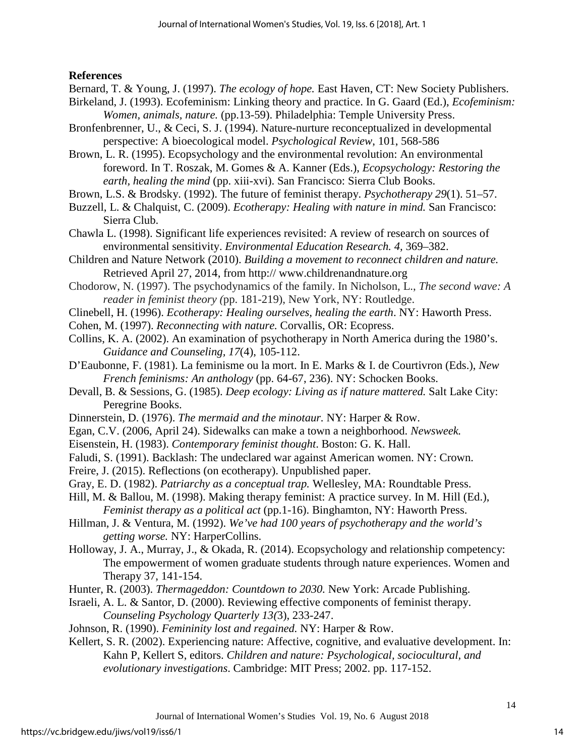**References**

Bernard, T. & Young, J. (1997). *The ecology of hope.* East Haven, CT: New Society Publishers.

Birkeland, J. (1993). Ecofeminism: Linking theory and practice. In G. Gaard (Ed.), *Ecofeminism: Women, animals, nature.* (pp.13-59). Philadelphia: Temple University Press.

Bronfenbrenner, U., & Ceci, S. J. (1994). Nature-nurture reconceptualized in developmental perspective: A bioecological model. *Psychological Review*, 101, 568-586

Brown, L. R. (1995). Ecopsychology and the environmental revolution: An environmental foreword. In T. Roszak, M. Gomes & A. Kanner (Eds.), *Ecopsychology: Restoring the earth, healing the mind* (pp. xiii-xvi). San Francisco: Sierra Club Books.

Brown, L.S. & Brodsky. (1992). The future of feminist therapy. *Psychotherapy 29*(1). 51–57.

Buzzell, L. & Chalquist, C. (2009). *Ecotherapy: Healing with nature in mind.* San Francisco: Sierra Club.

Chawla L. (1998). Significant life experiences revisited: A review of research on sources of environmental sensitivity. *Environmental Education Research. 4,* 369–382.

Children and Nature Network (2010). *Building a movement to reconnect children and nature.* Retrieved April 27, 2014, from http:// www.childrenandnature.org

Chodorow, N. (1997). The psychodynamics of the family. In Nicholson, L., *The second wave: A reader in feminist theory (*pp. 181-219), New York, NY: Routledge.

Clinebell, H. (1996). *Ecotherapy: Healing ourselves, healing the earth*. NY: Haworth Press.

Cohen, M. (1997). *Reconnecting with nature.* Corvallis, OR: Ecopress.

Collins, K. A. (2002). An examination of psychotherapy in North America during the 1980's. *Guidance and Counseling, 17*(4), 105-112.

D'Eaubonne, F. (1981). La feminisme ou la mort. In E. Marks & I. de Courtivron (Eds.), *New French feminisms: An anthology* (pp. 64-67, 236). NY: Schocken Books.

Devall, B. & Sessions, G. (1985). *Deep ecology: Living as if nature mattered.* Salt Lake City: Peregrine Books.

Dinnerstein, D. (1976). *The mermaid and the minotaur.* NY: Harper & Row.

Egan, C.V. (2006, April 24). Sidewalks can make a town a neighborhood. *Newsweek.*

Eisenstein, H. (1983). *Contemporary feminist thought*. Boston: G. K. Hall.

Faludi, S. (1991). Backlash: The undeclared war against American women. NY: Crown.

Freire, J. (2015). Reflections (on ecotherapy). Unpublished paper.

Gray, E. D. (1982). *Patriarchy as a conceptual trap.* Wellesley, MA: Roundtable Press.

Hill, M. & Ballou, M. (1998). Making therapy feminist: A practice survey. In M. Hill (Ed.), *Feminist therapy as a political act* (pp.1-16). Binghamton, NY: Haworth Press.

Hillman, J. & Ventura, M. (1992). *We've had 100 years of psychotherapy and the world's getting worse.* NY: HarperCollins.

Holloway, J. A., Murray, J., & Okada, R. (2014). Ecopsychology and relationship competency: The empowerment of women graduate students through nature experiences. Women and Therapy 37, 141-154.

Hunter, R. (2003). *Thermageddon: Countdown to 2030*. New York: Arcade Publishing.

Israeli, A. L. & Santor, D. (2000). Reviewing effective components of feminist therapy. *Counseling Psychology Quarterly 13(*3), 233-247.

Johnson, R. (1990). *Femininity lost and regained.* NY: Harper & Row.

Kellert, S. R. (2002). Experiencing nature: Affective, cognitive, and evaluative development. In: Kahn P, Kellert S, editors. *Children and nature: Psychological, sociocultural, and evolutionary investigations*. Cambridge: MIT Press; 2002. pp. 117-152.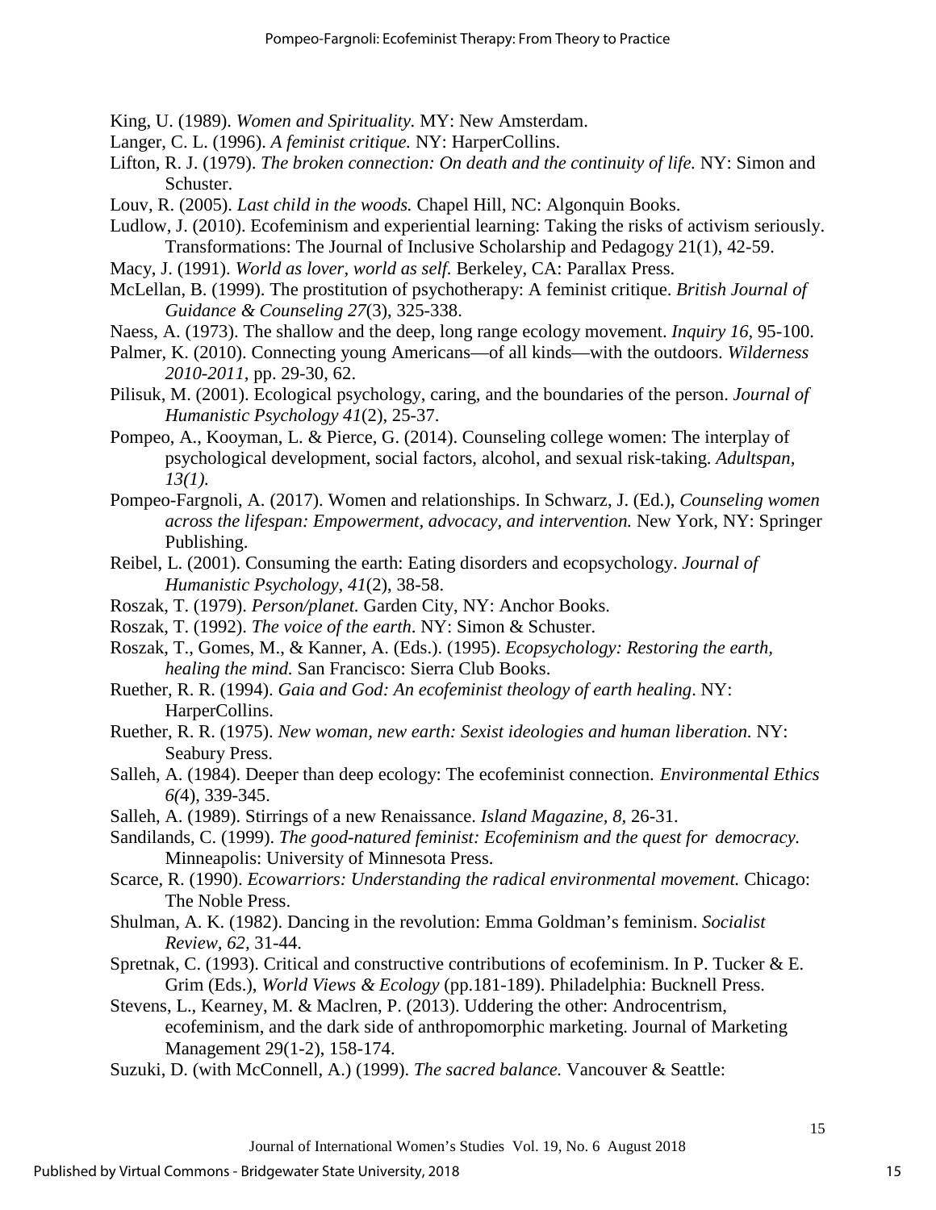King, U. (1989). *Women and Spirituality.* MY: New Amsterdam.

Langer, C. L. (1996). *A feminist critique.* NY: HarperCollins.

Lifton, R. J. (1979). *The broken connection: On death and the continuity of life.* NY: Simon and Schuster.

Louv, R. (2005). *Last child in the woods.* Chapel Hill, NC: Algonquin Books.

Ludlow, J. (2010). Ecofeminism and experiential learning: Taking the risks of activism seriously. Transformations: The Journal of Inclusive Scholarship and Pedagogy 21(1), 42-59.

Macy, J. (1991). *World as lover, world as self.* Berkeley, CA: Parallax Press.

McLellan, B. (1999). The prostitution of psychotherapy: A feminist critique. *British Journal of Guidance & Counseling 27*(3), 325-338.

Naess, A. (1973). The shallow and the deep, long range ecology movement. *Inquiry 16*, 95-100.

Palmer, K. (2010). Connecting young Americans—of all kinds—with the outdoors. *Wilderness 2010-2011*, pp. 29-30, 62.

Pilisuk, M. (2001). Ecological psychology, caring, and the boundaries of the person. *Journal of Humanistic Psychology 41*(2), 25-37.

Pompeo, A., Kooyman, L. & Pierce, G. (2014). Counseling college women: The interplay of psychological development, social factors, alcohol, and sexual risk-taking. *Adultspan, 13(1).*

Pompeo-Fargnoli, A. (2017). Women and relationships. In Schwarz, J. (Ed.), *Counseling women across the lifespan: Empowerment, advocacy, and intervention.* New York, NY: Springer Publishing.

Reibel, L. (2001). Consuming the earth: Eating disorders and ecopsychology. *Journal of Humanistic Psychology, 41*(2), 38-58.

Roszak, T. (1979). *Person/planet.* Garden City, NY: Anchor Books.

Roszak, T. (1992). *The voice of the earth*. NY: Simon & Schuster.

Roszak, T., Gomes, M., & Kanner, A. (Eds.). (1995). *Ecopsychology: Restoring the earth, healing the mind.* San Francisco: Sierra Club Books.

Ruether, R. R. (1994). *Gaia and God: An ecofeminist theology of earth healing*. NY: HarperCollins.

Ruether, R. R. (1975). *New woman, new earth: Sexist ideologies and human liberation.* NY: Seabury Press.

Salleh, A. (1984). Deeper than deep ecology: The ecofeminist connection. *Environmental Ethics 6(*4), 339-345.

Salleh, A. (1989). Stirrings of a new Renaissance. *Island Magazine, 8*, 26-31.

Sandilands, C. (1999). *The good-natured feminist: Ecofeminism and the quest for democracy.* Minneapolis: University of Minnesota Press.

Scarce, R. (1990). *Ecowarriors: Understanding the radical environmental movement.* Chicago: The Noble Press.

Shulman, A. K. (1982). Dancing in the revolution: Emma Goldman's feminism. *Socialist Review, 62*, 31-44.

Spretnak, C. (1993). Critical and constructive contributions of ecofeminism. In P. Tucker & E. Grim (Eds.), *World Views & Ecology* (pp.181-189). Philadelphia: Bucknell Press.

Stevens, L., Kearney, M. & Maclren, P. (2013). Uddering the other: Androcentrism, ecofeminism, and the dark side of anthropomorphic marketing. Journal of Marketing Management 29(1-2), 158-174.

Suzuki, D. (with McConnell, A.) (1999). *The sacred balance.* Vancouver & Seattle: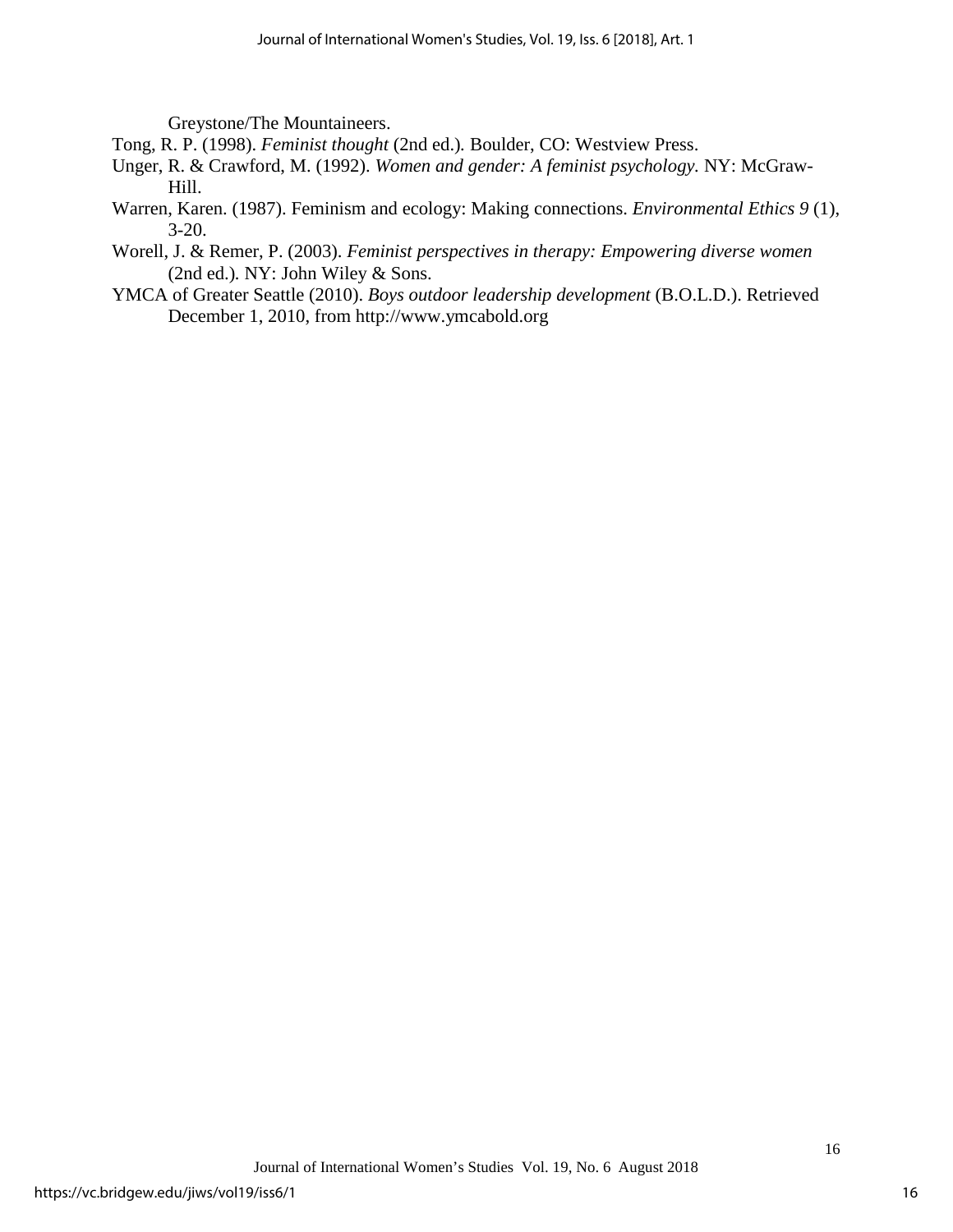Greystone/The Mountaineers.

Tong, R. P. (1998). *Feminist thought* (2nd ed.). Boulder, CO: Westview Press.

Unger, R. & Crawford, M. (1992). *Women and gender: A feminist psychology.* NY: McGraw-Hill.

Warren, Karen. (1987). Feminism and ecology: Making connections. *Environmental Ethics 9* (1), 3-20.

Worell, J. & Remer, P. (2003). *Feminist perspectives in therapy: Empowering diverse women* (2nd ed.). NY: John Wiley & Sons.

YMCA of Greater Seattle (2010). *Boys outdoor leadership development* (B.O.L.D.). Retrieved December 1, 2010, from http://www.ymcabold.org